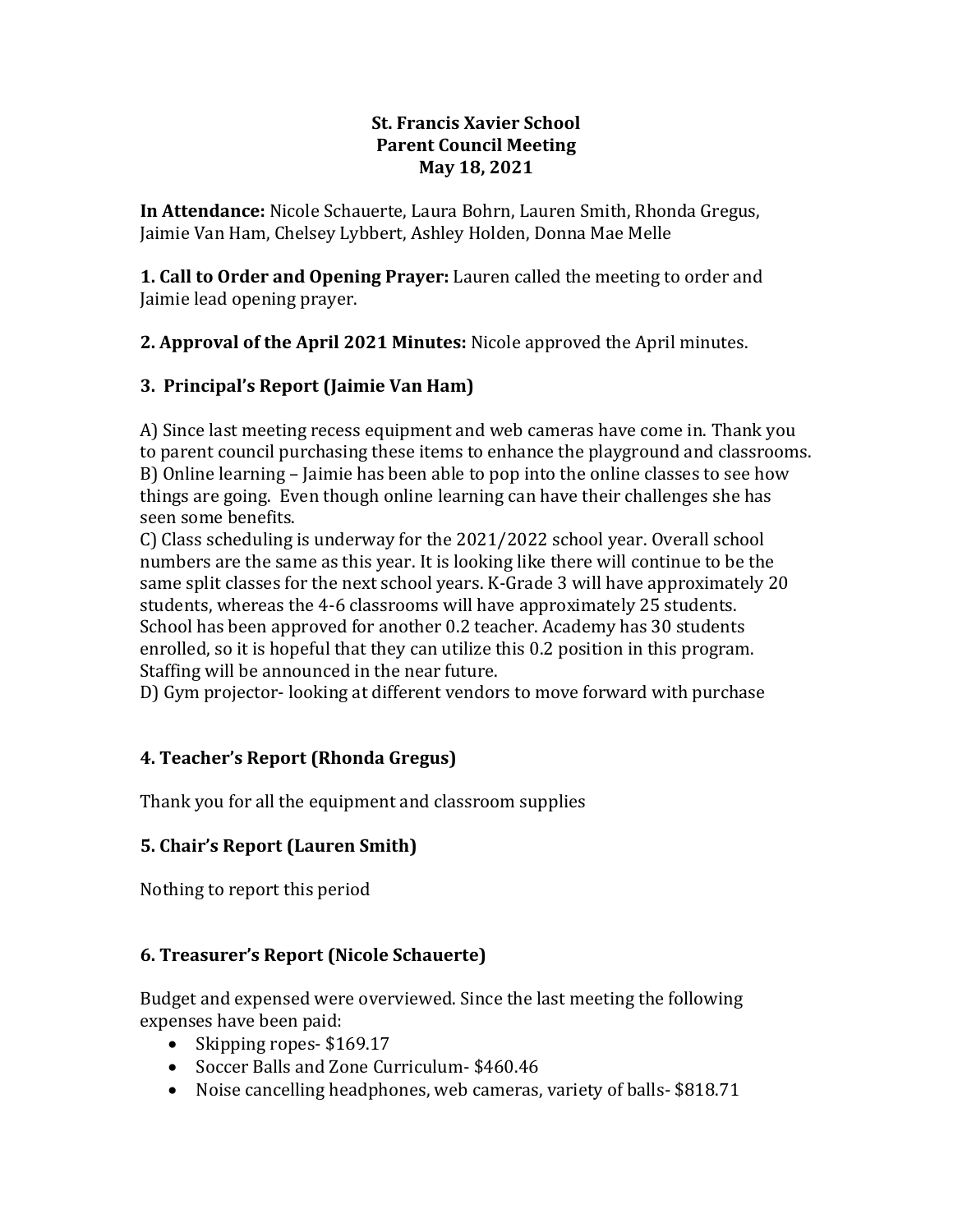# St. Francis Xavier School
## Parent Council Meeting
### May 18, 2021

**In Attendance:** Nicole Schauerte, Laura Bohrn, Lauren Smith, Rhonda Gregus, Jaimie Van Ham, Chelsey Lybbert, Ashley Holden, Donna Mae Melle

**1. Call to Order and Opening Prayer:** Lauren called the meeting to order and Jaimie lead opening prayer.

**2. Approval of the April 2021 Minutes:** Nicole approved the April minutes.

### 3. Principal's Report (Jaimie Van Ham)

A) Since last meeting recess equipment and web cameras have come in. Thank you to parent council purchasing these items to enhance the playground and classrooms.
B) Online learning – Jaimie has been able to pop into the online classes to see how things are going. Even though online learning can have their challenges she has seen some benefits.
C) Class scheduling is underway for the 2021/2022 school year. Overall school numbers are the same as this year. It is looking like there will continue to be the same split classes for the next school years. K-Grade 3 will have approximately 20 students, whereas the 4-6 classrooms will have approximately 25 students. School has been approved for another 0.2 teacher. Academy has 30 students enrolled, so it is hopeful that they can utilize this 0.2 position in this program. Staffing will be announced in the near future.
D) Gym projector- looking at different vendors to move forward with purchase

### 4. Teacher's Report (Rhonda Gregus)

Thank you for all the equipment and classroom supplies

### 5. Chair's Report (Lauren Smith)

Nothing to report this period

### 6. Treasurer's Report (Nicole Schauerte)

Budget and expensed were overviewed. Since the last meeting the following expenses have been paid:

- Skipping ropes- $169.17
- Soccer Balls and Zone Curriculum- $460.46
- Noise cancelling headphones, web cameras, variety of balls- $818.71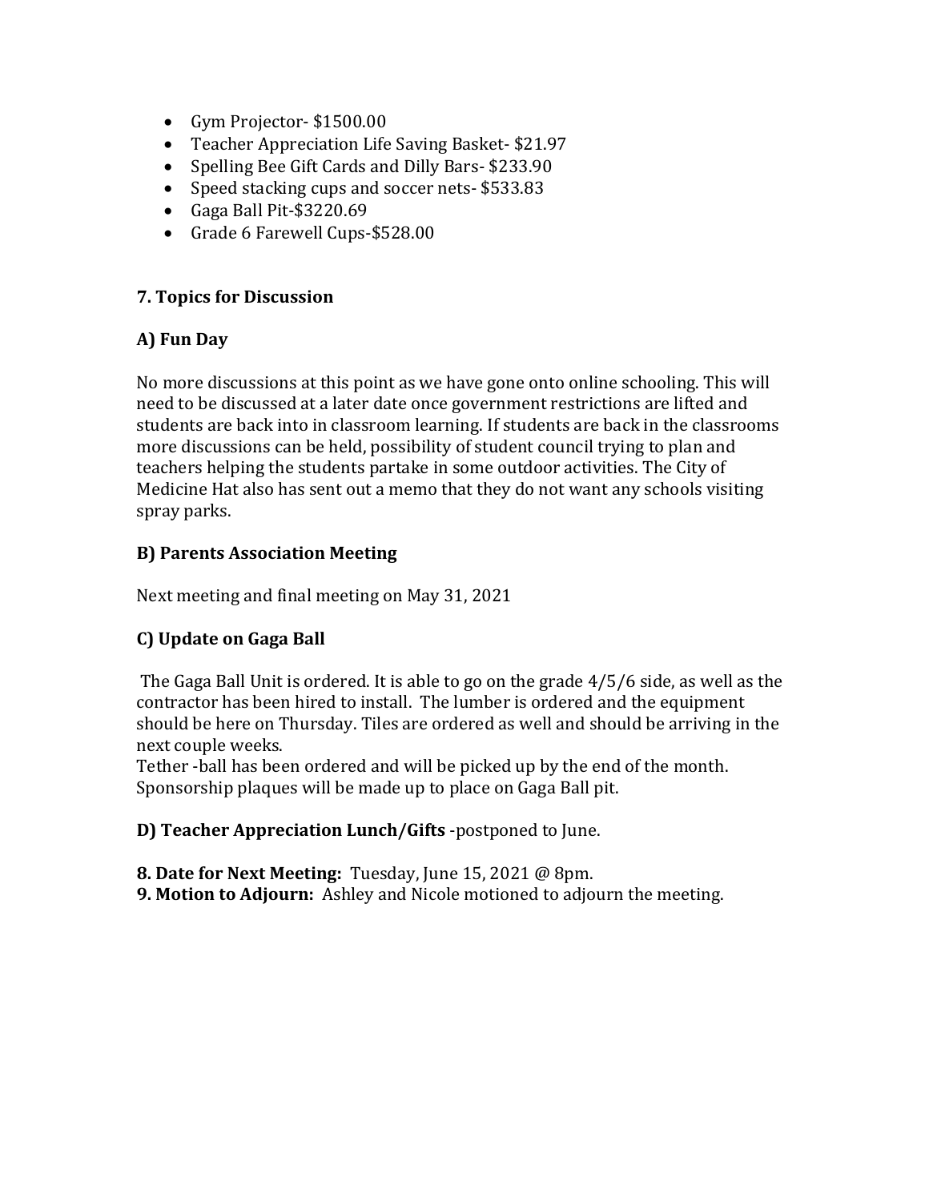- Gym Projector- $1500.00
- Teacher Appreciation Life Saving Basket- $21.97
- Spelling Bee Gift Cards and Dilly Bars- $233.90
- Speed stacking cups and soccer nets- $533.83
- Gaga Ball Pit-$3220.69
- Grade 6 Farewell Cups-$528.00

**7. Topics for Discussion**

**A) Fun Day**

No more discussions at this point as we have gone onto online schooling. This will need to be discussed at a later date once government restrictions are lifted and students are back into in classroom learning. If students are back in the classrooms more discussions can be held, possibility of student council trying to plan and teachers helping the students partake in some outdoor activities. The City of Medicine Hat also has sent out a memo that they do not want any schools visiting spray parks.

**B) Parents Association Meeting**

Next meeting and final meeting on May 31, 2021

**C) Update on Gaga Ball**

The Gaga Ball Unit is ordered. It is able to go on the grade 4/5/6 side, as well as the contractor has been hired to install. The lumber is ordered and the equipment should be here on Thursday. Tiles are ordered as well and should be arriving in the next couple weeks.
Tether -ball has been ordered and will be picked up by the end of the month. Sponsorship plaques will be made up to place on Gaga Ball pit.

**D) Teacher Appreciation Lunch/Gifts** -postponed to June.

**8. Date for Next Meeting:** Tuesday, June 15, 2021 @ 8pm.
**9. Motion to Adjourn:** Ashley and Nicole motioned to adjourn the meeting.